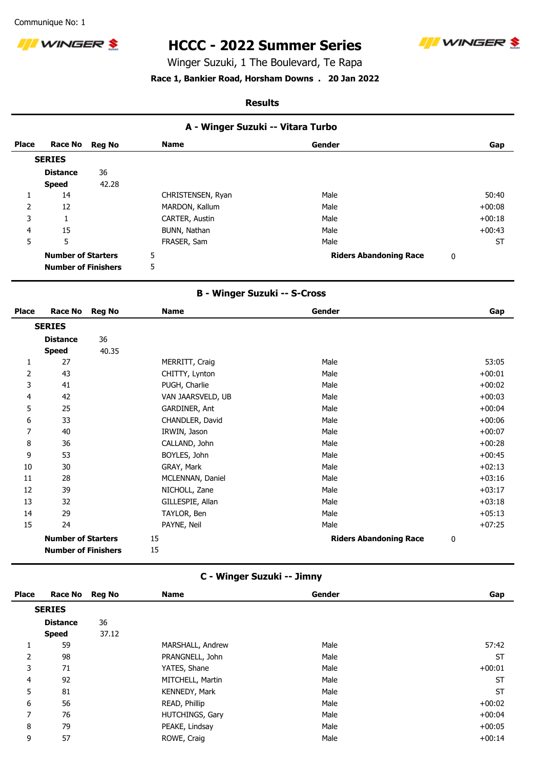Communique No: 1

# HCCC - 2022 Summer Series

Winger Suzuki, 1 The Boulevard, Te Rapa

**Race 1, Bankier Road, Horsham Downs . 20 Jan 2022**

**Results**

## A - Winger Suzuki -- Vitara Turbo

| Place | Race No | Reg No | Name | Gender | Gap |
|---|---|---|---|---|---|
| **SERIES** | | | | | |
| **Distance** | 36 | | | | |
| **Speed** | 42.28 | | | | |
| 1 | 14 | | CHRISTENSEN, Ryan | Male | 50:40 |
| 2 | 12 | | MARDON, Kallum | Male | +00:08 |
| 3 | 1 | | CARTER, Austin | Male | +00:18 |
| 4 | 15 | | BUNN, Nathan | Male | +00:43 |
| 5 | 5 | | FRASER, Sam | Male | ST |

**Number of Starters** 5 **Riders Abandoning Race** 0

**Number of Finishers** 5

## B - Winger Suzuki -- S-Cross

| Place | Race No | Reg No | Name | Gender | Gap |
|---|---|---|---|---|---|
| **SERIES** | | | | | |
| **Distance** | 36 | | | | |
| **Speed** | 40.35 | | | | |
| 1 | 27 | | MERRITT, Craig | Male | 53:05 |
| 2 | 43 | | CHITTY, Lynton | Male | +00:01 |
| 3 | 41 | | PUGH, Charlie | Male | +00:02 |
| 4 | 42 | | VAN JAARSVELD, UB | Male | +00:03 |
| 5 | 25 | | GARDINER, Ant | Male | +00:04 |
| 6 | 33 | | CHANDLER, David | Male | +00:06 |
| 7 | 40 | | IRWIN, Jason | Male | +00:07 |
| 8 | 36 | | CALLAND, John | Male | +00:28 |
| 9 | 53 | | BOYLES, John | Male | +00:45 |
| 10 | 30 | | GRAY, Mark | Male | +02:13 |
| 11 | 28 | | MCLENNAN, Daniel | Male | +03:16 |
| 12 | 39 | | NICHOLL, Zane | Male | +03:17 |
| 13 | 32 | | GILLESPIE, Allan | Male | +03:18 |
| 14 | 29 | | TAYLOR, Ben | Male | +05:13 |
| 15 | 24 | | PAYNE, Neil | Male | +07:25 |

**Number of Starters** 15 **Riders Abandoning Race** 0

**Number of Finishers** 15

## C - Winger Suzuki -- Jimny

| Place | Race No | Reg No | Name | Gender | Gap |
|---|---|---|---|---|---|
| **SERIES** | | | | | |
| **Distance** | 36 | | | | |
| **Speed** | 37.12 | | | | |
| 1 | 59 | | MARSHALL, Andrew | Male | 57:42 |
| 2 | 98 | | PRANGNELL, John | Male | ST |
| 3 | 71 | | YATES, Shane | Male | +00:01 |
| 4 | 92 | | MITCHELL, Martin | Male | ST |
| 5 | 81 | | KENNEDY, Mark | Male | ST |
| 6 | 56 | | READ, Phillip | Male | +00:02 |
| 7 | 76 | | HUTCHINGS, Gary | Male | +00:04 |
| 8 | 79 | | PEAKE, Lindsay | Male | +00:05 |
| 9 | 57 | | ROWE, Craig | Male | +00:14 |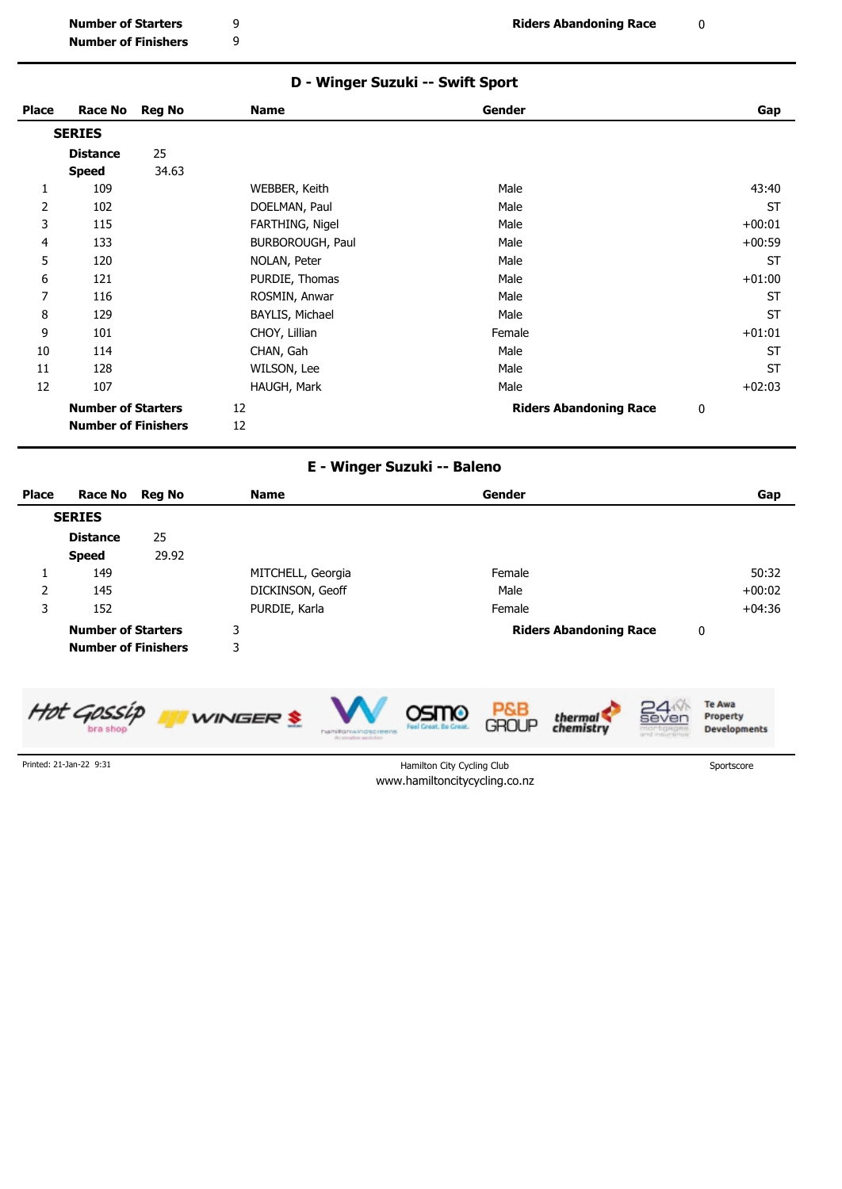| | | | |
|---|---|---|---|
| **Number of Starters** | 9 | **Riders Abandoning Race** | 0 |
| **Number of Finishers** | 9 | | |

## D - Winger Suzuki -- Swift Sport

| Place | Race No | Reg No | Name | Gender | Gap |
|---|---|---|---|---|---|
| | **SERIES** | | | | |
| | **Distance** | 25 | | | |
| | **Speed** | 34.63 | | | |
| 1 | 109 | | WEBBER, Keith | Male | 43:40 |
| 2 | 102 | | DOELMAN, Paul | Male | ST |
| 3 | 115 | | FARTHING, Nigel | Male | +00:01 |
| 4 | 133 | | BURBOROUGH, Paul | Male | +00:59 |
| 5 | 120 | | NOLAN, Peter | Male | ST |
| 6 | 121 | | PURDIE, Thomas | Male | +01:00 |
| 7 | 116 | | ROSMIN, Anwar | Male | ST |
| 8 | 129 | | BAYLIS, Michael | Male | ST |
| 9 | 101 | | CHOY, Lillian | Female | +01:01 |
| 10 | 114 | | CHAN, Gah | Male | ST |
| 11 | 128 | | WILSON, Lee | Male | ST |
| 12 | 107 | | HAUGH, Mark | Male | +02:03 |

| | | | |
|---|---|---|---|
| **Number of Starters** | 12 | **Riders Abandoning Race** | 0 |
| **Number of Finishers** | 12 | | |

## E - Winger Suzuki -- Baleno

| Place | Race No | Reg No | Name | Gender | Gap |
|---|---|---|---|---|---|
| | **SERIES** | | | | |
| | **Distance** | 25 | | | |
| | **Speed** | 29.92 | | | |
| 1 | 149 | | MITCHELL, Georgia | Female | 50:32 |
| 2 | 145 | | DICKINSON, Geoff | Male | +00:02 |
| 3 | 152 | | PURDIE, Karla | Female | +04:36 |

| | | | |
|---|---|---|---|
| **Number of Starters** | 3 | **Riders Abandoning Race** | 0 |
| **Number of Finishers** | 3 | | |

Printed: 21-Jan-22 9:31 Hamilton City Cycling Club Sportscore

www.hamiltoncitycycling.co.nz